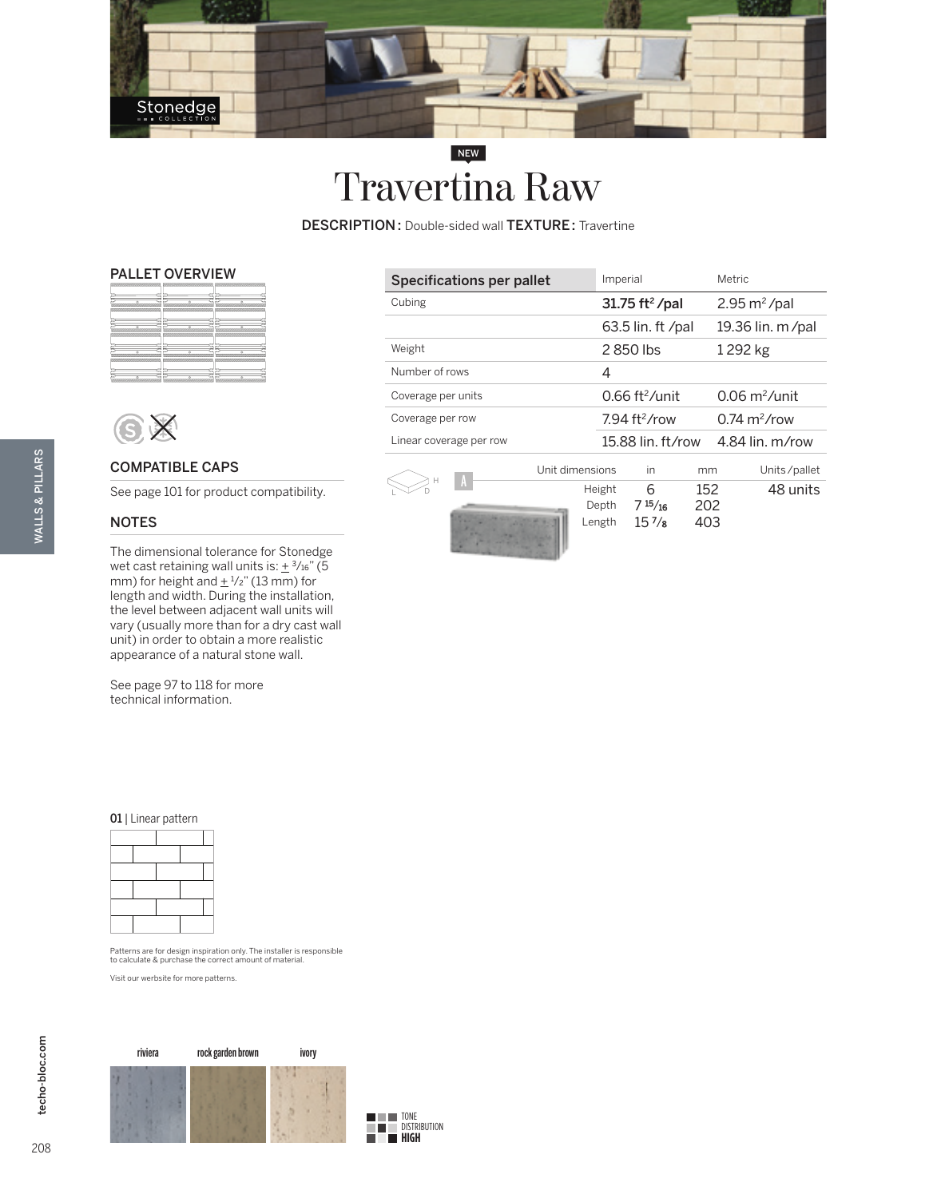Stonedge COLLECTION

NEW

# Travertina Raw

**DESCRIPTION:** Double-sided wall **TEXTURE:** Travertine

## PALLET OVERVIEW

| Specifications per pallet | Imperial | Metric |
|---|---|---|
| Cubing | **31.75 ft² /pal** | 2.95 m² /pal |
| | 63.5 lin. ft /pal | 19.36 lin. m /pal |
| Weight | 2 850 lbs | 1 292 kg |
| Number of rows | 4 | |
| Coverage per units | 0.66 ft²/unit | 0.06 m²/unit |
| Coverage per row | 7.94 ft²/row | 0.74 m²/row |
| Linear coverage per row | 15.88 lin. ft/row | 4.84 lin. m/row |

| | Unit dimensions | in | mm | Units / pallet |
|---|---|---|---|---|
| A | Height | 6 | 152 | 48 units |
| | Depth | 7 15/16 | 202 | |
| | Length | 15 7/8 | 403 | |

## COMPATIBLE CAPS

See page 101 for product compatibility.

## NOTES

The dimensional tolerance for Stonedge wet cast retaining wall units is: ± 3/16" (5 mm) for height and ± 1/2" (13 mm) for length and width. During the installation, the level between adjacent wall units will vary (usually more than for a dry cast wall unit) in order to obtain a more realistic appearance of a natural stone wall.

See page 97 to 118 for more technical information.

**01** | Linear pattern

Patterns are for design inspiration only. The installer is responsible to calculate & purchase the correct amount of material.

Visit our werbsite for more patterns.

riviera | rock garden brown | ivory

TONE DISTRIBUTION **HIGH**

WALLS & PILLARS

techo-bloc.com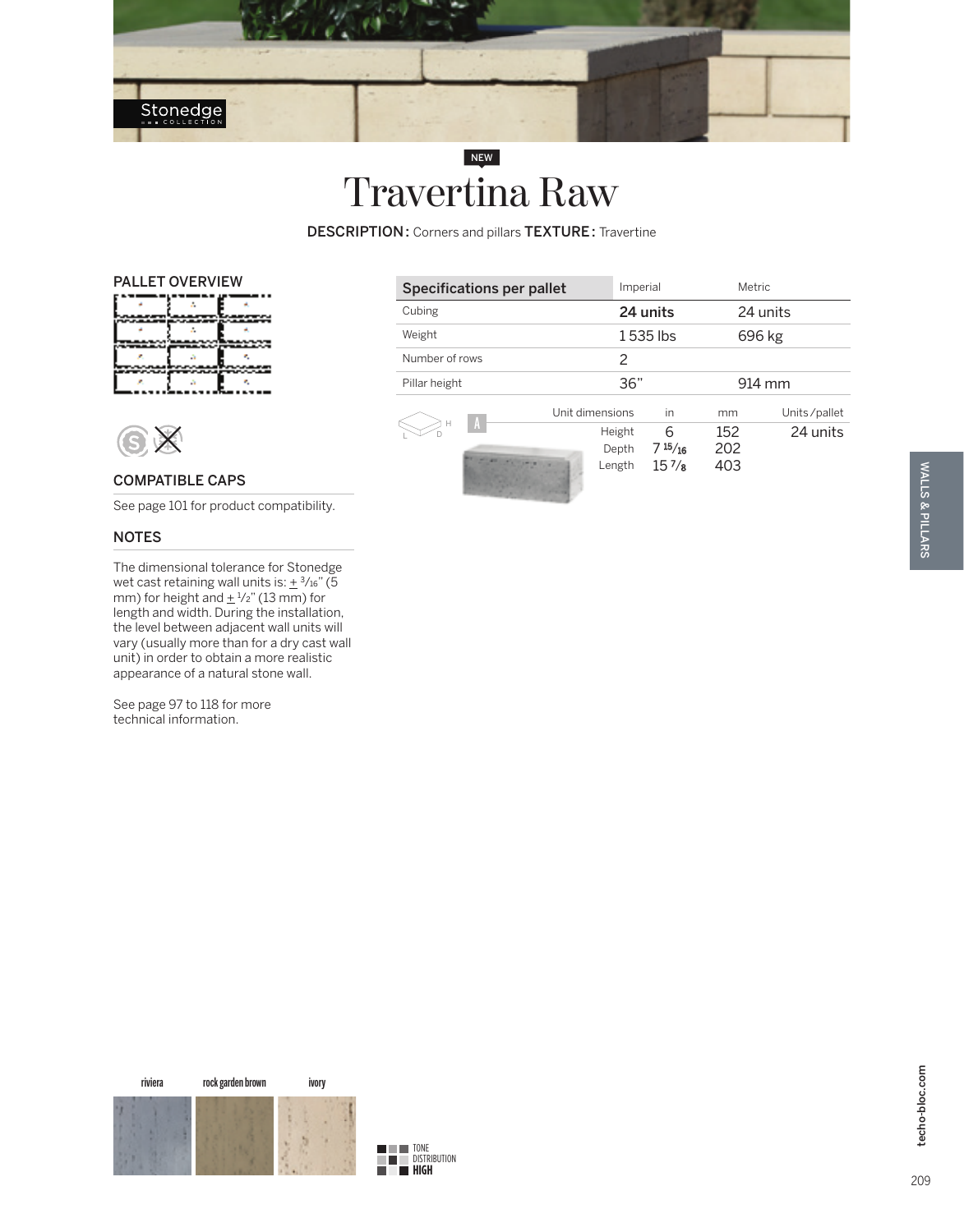Stonedge COLLECTION

NEW

# Travertina Raw

**DESCRIPTION:** Corners and pillars **TEXTURE:** Travertine

## PALLET OVERVIEW

| Specifications per pallet | Imperial | Metric |
|---|---|---|
| Cubing | **24 units** | 24 units |
| Weight | 1 535 lbs | 696 kg |
| Number of rows | 2 | |
| Pillar height | 36" | 914 mm |

| | Unit dimensions | in | mm | Units/pallet |
|---|---|---|---|---|
| A | Height | 6 | 152 | 24 units |
| | Depth | 7 15/16 | 202 | |
| | Length | 15 7/8 | 403 | |

## COMPATIBLE CAPS

See page 101 for product compatibility.

## NOTES

The dimensional tolerance for Stonedge wet cast retaining wall units is: ± 3/16" (5 mm) for height and ± 1/2" (13 mm) for length and width. During the installation, the level between adjacent wall units will vary (usually more than for a dry cast wall unit) in order to obtain a more realistic appearance of a natural stone wall.

See page 97 to 118 for more technical information.

riviera | rock garden brown | ivory

TONE DISTRIBUTION **HIGH**

WALLS & PILLARS

techo-bloc.com